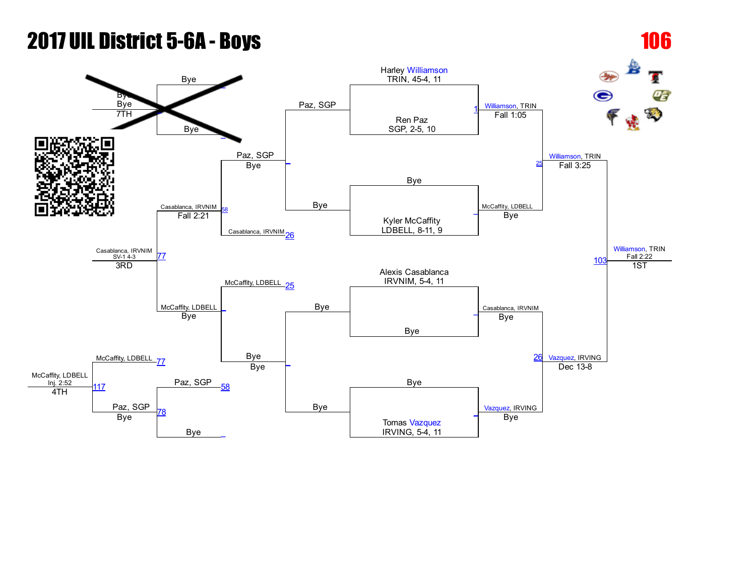# 2017 UIL District 5-6A - Boys

**106**

## Championship Bracket

| Wrestler | Quarterfinal | Semifinal | Final |
|---|---|---|---|
| Harley Williamson, TRIN, 45-4, 11 | Williamson, TRIN — Fall 1:05 | Williamson, TRIN — Fall 3:25 | |
| Ren Paz, SGP, 2-5, 10 | | | |
| Bye | McCaffity, LDBELL — Bye | | |
| Kyler McCaffity, LDBELL, 8-11, 9 | | | |
| Alexis Casablanca, IRVNIM, 5-4, 11 | Casablanca, IRVNIM — Bye | Vazquez, IRVING — Dec 13-8 | |
| Bye | | | |
| Bye | Vazquez, IRVING — Bye | | |
| Tomas Vazquez, IRVING, 5-4, 11 | | | |

**1ST:** Williamson, TRIN — Fall 2:22

## Consolation Bracket

- Paz, SGP vs. Bye → Paz, SGP — Bye
- Bye vs. Bye → Bye
- Paz, SGP vs. Casablanca, IRVNIM → Casablanca, IRVNIM — Fall 2:21
- McCaffity, LDBELL vs. Bye → McCaffity, LDBELL — Bye
- Casablanca, IRVNIM vs. McCaffity, LDBELL → **3RD:** Casablanca, IRVNIM — SV-1 4-3
- Bye vs. Bye → **7TH:** Bye (bracket crossed out)
- Paz, SGP vs. Bye → Paz, SGP — Bye
- McCaffity, LDBELL vs. Paz, SGP → **4TH:** McCaffity, LDBELL — Inj. 2:52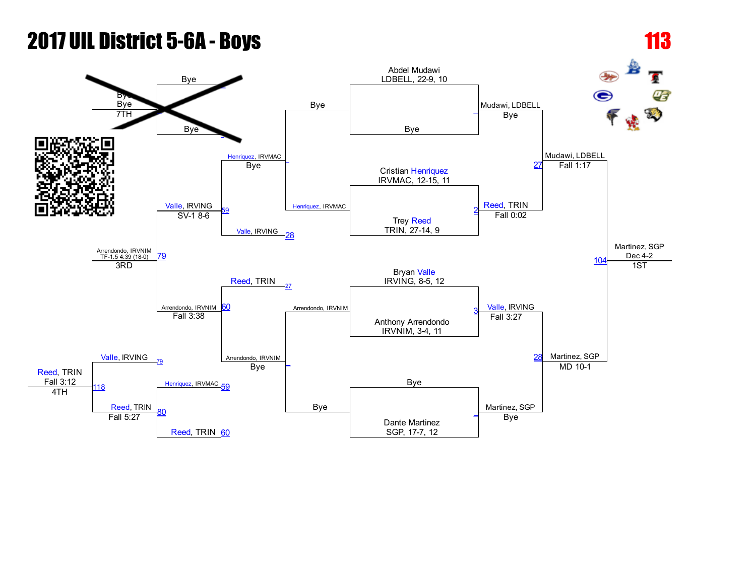# 2017 UIL District 5-6A - Boys

**113**

## Championship Bracket

**First Round**

- Abdel Mudawi, LDBELL, 22-9, 10 vs. Bye — Winner: Mudawi, LDBELL (Bye)
- Cristian Henriquez, IRVMAC, 12-15, 11 vs. Trey Reed, TRIN, 27-14, 9 — Bout 2 — Winner: Reed, TRIN (Fall 0:02)
- Bryan Valle, IRVING, 8-5, 12 vs. Anthony Arrendondo, IRVNIM, 3-4, 11 — Bout 3 — Winner: Valle, IRVING (Fall 3:27)
- Bye vs. Dante Martinez, SGP, 17-7, 12 — Winner: Martinez, SGP (Bye)

**Semifinals**

- Mudawi, LDBELL vs. Reed, TRIN — Bout 27 — Winner: Mudawi, LDBELL (Fall 1:17)
- Valle, IRVING vs. Martinez, SGP — Bout 28 — Winner: Martinez, SGP (MD 10-1)

**Final**

- Mudawi, LDBELL vs. Martinez, SGP — Bout 104 — Winner: Martinez, SGP (Dec 4-2) — 1ST

## Consolation Bracket

**Consolation First Round**

- Bye vs. Henriquez, IRVMAC — Winner: Henriquez, IRVMAC (Bye)
- Arrendondo, IRVNIM vs. Bye — Winner: Arrendondo, IRVNIM (Bye)

**Consolation Second Round**

- Henriquez, IRVMAC vs. Valle, IRVING (loser of 28) — Bout 59 — Winner: Valle, IRVING (SV-1 8-6)
- Reed, TRIN (loser of 27) vs. Arrendondo, IRVNIM — Bout 60 — Winner: Arrendondo, IRVNIM (Fall 3:38)

**3rd Place**

- Valle, IRVING vs. Arrendondo, IRVNIM — Bout 79 — Winner: Arrendondo, IRVNIM (TF-1.5 4:39 (18-0)) — 3RD

**5th Place**

- Henriquez, IRVMAC (loser of 59) vs. Reed, TRIN (loser of 60) — Bout 80 — Winner: Reed, TRIN (Fall 5:27)

**4th Place**

- Valle, IRVING (loser of 79) vs. Reed, TRIN — Bout 118 — Winner: Reed, TRIN (Fall 3:12) — 4TH

**7th Place**

- Bye vs. Bye — Bye — 7TH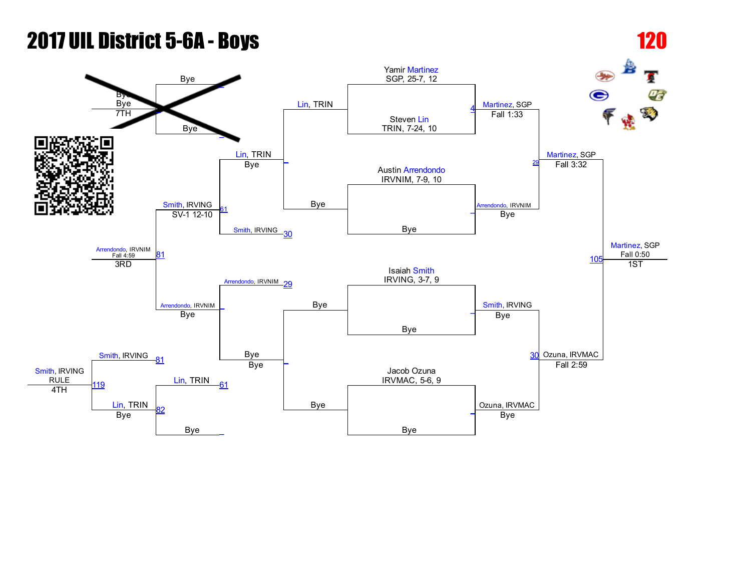# 2017 UIL District 5-6A - Boys

**120**

## Championship Bracket

**Quarterfinals**

- Yamir Martinez, SGP, 25-7, 12 vs. Steven Lin, TRIN, 7-24, 10 (Bout 4) — Martinez, SGP, Fall 1:33
- Austin Arrendondo, IRVNIM, 7-9, 10 vs. Bye — Arrendondo, IRVNIM, Bye
- Isaiah Smith, IRVING, 3-7, 9 vs. Bye — Smith, IRVING, Bye
- Jacob Ozuna, IRVMAC, 5-6, 9 vs. Bye — Ozuna, IRVMAC, Bye

**Semifinals**

- Martinez, SGP vs. Arrendondo, IRVNIM (Bout 29) — Martinez, SGP, Fall 3:32
- Smith, IRVING vs. Ozuna, IRVMAC (Bout 30) — Ozuna, IRVMAC, Fall 2:59

**Final**

- Martinez, SGP vs. Ozuna, IRVMAC (Bout 105) — Martinez, SGP, Fall 0:50 — 1ST

## Consolation Bracket

- Lin, TRIN vs. Bye — Lin, TRIN, Bye
- Bye vs. Bye — Bye
- Lin, TRIN vs. Smith, IRVING (Bout 30 loser) (Bout 61) — Smith, IRVING, SV-1 12-10
- Arrendondo, IRVNIM (Bout 29 loser) vs. Bye — Arrendondo, IRVNIM, Bye
- Smith, IRVING vs. Arrendondo, IRVNIM (Bout 81) — Arrendondo, IRVNIM, Fall 4:59 — 3RD

## 5th/7th Place

- Bye vs. Bye — Bye, Bye — 7TH

## 4th Place

- Lin, TRIN (Bout 61) vs. Bye (Bout 82) — Lin, TRIN, Bye
- Smith, IRVING (Bout 81) vs. Lin, TRIN (Bout 119) — Smith, IRVING, RULE — 4TH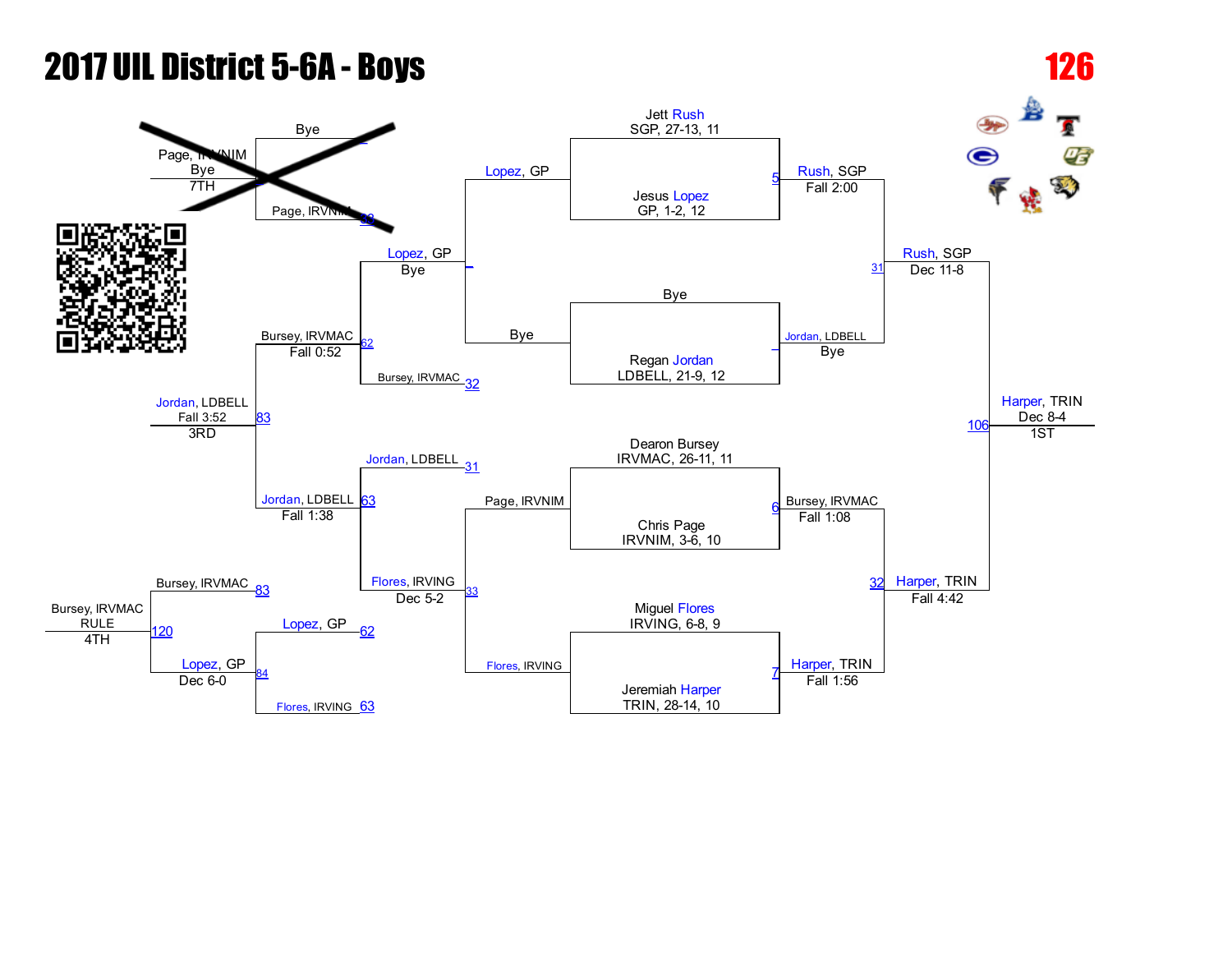# 2017 UIL District 5-6A - Boys

**126**

## Championship Bracket

| Wrestler | Team, Record, Grade |
|---|---|
| Jett Rush | SGP, 27-13, 11 |
| Jesus Lopez | GP, 1-2, 12 |
| Bye | |
| Regan Jordan | LDBELL, 21-9, 12 |
| Dearon Bursey | IRVMAC, 26-11, 11 |
| Chris Page | IRVNIM, 3-6, 10 |
| Miguel Flores | IRVING, 6-8, 9 |
| Jeremiah Harper | TRIN, 28-14, 10 |

| Bout | Winner | Result |
|---|---|---|
| 5 | Rush, SGP | Fall 2:00 |
| — | Jordan, LDBELL | Bye |
| 6 | Bursey, IRVMAC | Fall 1:08 |
| 7 | Harper, TRIN | Fall 1:56 |
| 31 | Rush, SGP | Dec 11-8 |
| 32 | Harper, TRIN | Fall 4:42 |
| 106 | Harper, TRIN (1ST) | Dec 8-4 |

## Consolation Bracket

| Bout | Wrestlers | Winner | Result |
|---|---|---|---|
| — | Lopez, GP vs Bye | Lopez, GP | Bye |
| 33 | Page, IRVNIM vs Flores, IRVING | Flores, IRVING | Dec 5-2 |
| — | Bye vs Page, IRVNIM | Page, IRVNIM | Bye |
| 62 | Lopez, GP vs Bursey, IRVMAC (32) | Bursey, IRVMAC | Fall 0:52 |
| 63 | Jordan, LDBELL (31) vs Flores, IRVING | Jordan, LDBELL | Fall 1:38 |
| 83 | Bursey, IRVMAC vs Jordan, LDBELL | Jordan, LDBELL (3RD) | Fall 3:52 |
| 84 | Lopez, GP (62) vs Flores, IRVING (63) | Lopez, GP | Dec 6-0 |
| 120 | Bursey, IRVMAC (83) vs Lopez, GP | Bursey, IRVMAC (4TH) | RULE |
| 93 | Page, IRVNIM vs Bye | Page, IRVNIM (7TH) | Bye |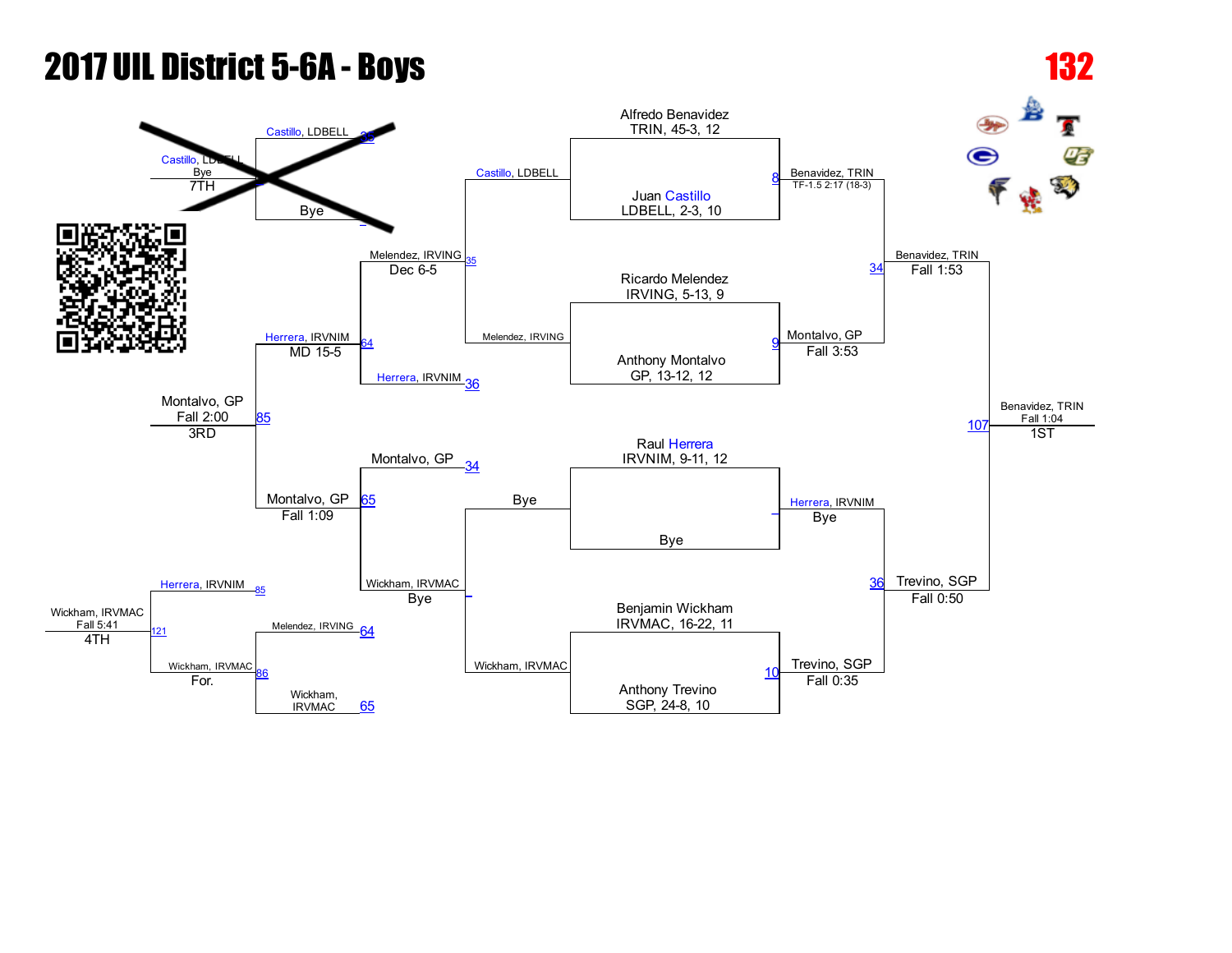# 2017 UIL District 5-6A - Boys

**132**

## Championship Bracket

**Quarterfinals**

- Alfredo Benavidez, TRIN, 45-3, 12 vs. Juan Castillo, LDBELL, 2-3, 10 — Winner: Benavidez, TRIN, TF-1.5 2:17 (18-3) (8)
- Ricardo Melendez, IRVING, 5-13, 9 vs. Anthony Montalvo, GP, 13-12, 12 — Winner: Montalvo, GP, Fall 3:53 (9)
- Raul Herrera, IRVNIM, 9-11, 12 vs. Bye — Winner: Herrera, IRVNIM, Bye
- Benjamin Wickham, IRVMAC, 16-22, 11 vs. Anthony Trevino, SGP, 24-8, 10 — Winner: Trevino, SGP, Fall 0:35 (10)

**Semifinals**

- Benavidez, TRIN vs. Montalvo, GP — Winner: Benavidez, TRIN, Fall 1:53 (34)
- Herrera, IRVNIM vs. Trevino, SGP — Winner: Trevino, SGP, Fall 0:50 (36)

**Final**

- Benavidez, TRIN vs. Trevino, SGP — Winner: Benavidez, TRIN, Fall 1:04 (107) — **1ST**

## Consolation Bracket

**First round**

- Castillo, LDBELL vs. Melendez, IRVING — Melendez, IRVING (35)
- Bye vs. Wickham, IRVMAC — Wickham, IRVMAC, Bye

**Second round**

- Melendez, IRVING vs. Herrera, IRVNIM (36) — Winner: Herrera, IRVNIM, MD 15-5 (64)
- Montalvo, GP (34) vs. Wickham, IRVMAC — Winner: Montalvo, GP, Fall 1:09 (65)

**Seventh place**

- Castillo, LDBELL (35) vs. Bye — Castillo, LDBELL, Bye — **7TH**

**Consolation final (3rd place)**

- Herrera, IRVNIM vs. Montalvo, GP — Winner: Montalvo, GP, Fall 2:00 (85) — **3RD**

**Fifth place**

- Melendez, IRVING (64) vs. Wickham, IRVMAC (65) — Winner: Wickham, IRVMAC, For. (86)

**Fourth place**

- Herrera, IRVNIM (85) vs. Wickham, IRVMAC (86) — Winner: Wickham, IRVMAC, Fall 5:41 (121) — **4TH**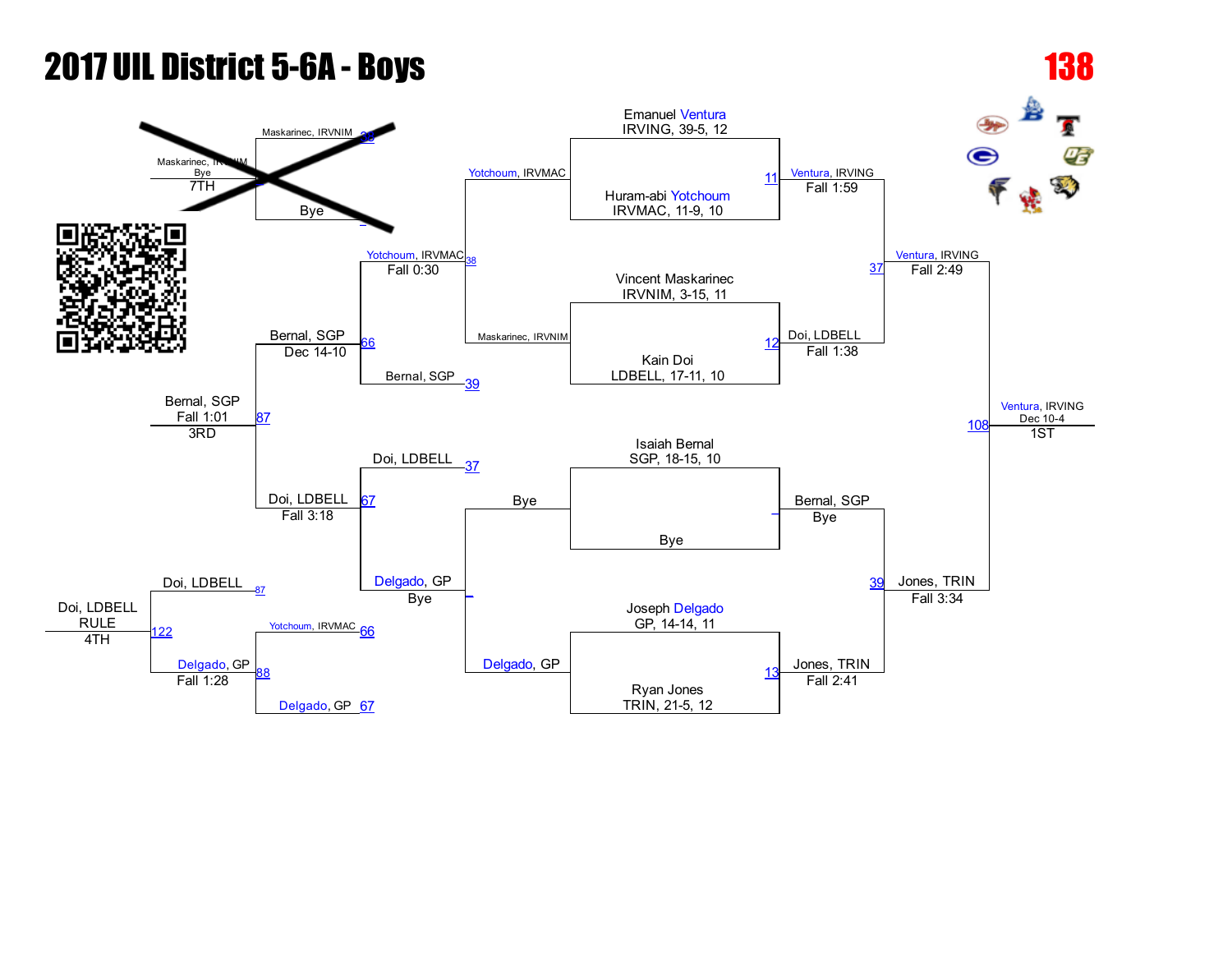# 2017 UIL District 5-6A - Boys

## 138

### Championship Bracket

**First Round**

- Emanuel Ventura, IRVING, 39-5, 12 vs. Huram-abi Yotchoum, IRVMAC, 11-9, 10 — Bout 11: Ventura, IRVING — Fall 1:59
- Vincent Maskarinec, IRVNIM, 3-15, 11 vs. Kain Doi, LDBELL, 17-11, 10 — Bout 12: Doi, LDBELL — Fall 1:38
- Isaiah Bernal, SGP, 18-15, 10 vs. Bye — Bernal, SGP — Bye
- Joseph Delgado, GP, 14-14, 11 vs. Ryan Jones, TRIN, 21-5, 12 — Bout 13: Jones, TRIN — Fall 2:41

**Semifinals**

- Bout 37: Ventura, IRVING — Fall 2:49
- Bout 39: Jones, TRIN — Fall 3:34

**Final**

- Bout 108: Ventura, IRVING — Dec 10-4 — 1ST

### Consolation Bracket

**Consolation Round 1**

- Yotchoum, IRVMAC vs. Maskarinec, IRVNIM — Bout 38: Yotchoum, IRVMAC — Fall 0:30
- Bye vs. Delgado, GP — Delgado, GP — Bye

**Consolation Round 2**

- Yotchoum, IRVMAC vs. Bernal, SGP (Bout 39) — Bout 66: Bernal, SGP — Dec 14-10
- Doi, LDBELL (Bout 37) vs. Delgado, GP — Bout 67: Doi, LDBELL — Fall 3:18

**3rd Place**

- Bout 87: Bernal, SGP — Fall 1:01 — 3RD

**Consolation (5th/7th)**

- Yotchoum, IRVMAC (Bout 66) vs. Delgado, GP (Bout 67) — Bout 88: Delgado, GP — Fall 1:28

**4th Place**

- Doi, LDBELL (Bout 87) vs. Delgado, GP — Bout 122: Doi, LDBELL — RULE — 4TH

**7th Place (crossed out)**

- Maskarinec, IRVNIM (Bout 38) vs. Bye — Maskarinec, IRVNIM — Bye — 7TH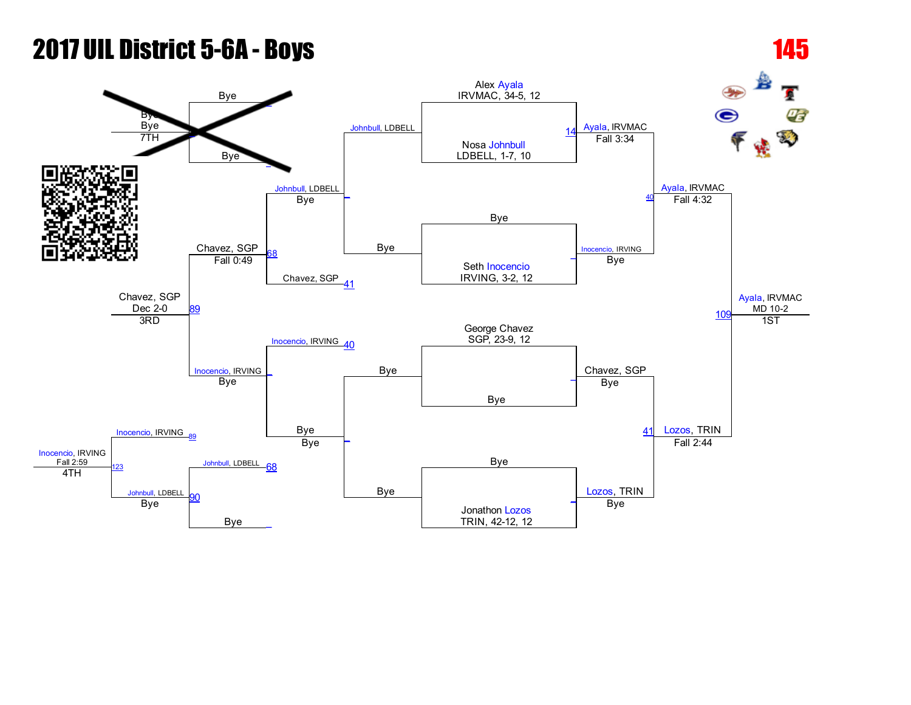# 2017 UIL District 5-6A - Boys

**145**

## Championship Bracket

**First Round**

- Alex Ayala, IRVMAC, 34-5, 12 vs. Nosa Johnbull, LDBELL, 1-7, 10 — Ayala, IRVMAC, Fall 3:34 (14)
- Bye vs. Seth Inocencio, IRVING, 3-2, 12 — Inocencio, IRVING, Bye
- George Chavez, SGP, 23-9, 12 vs. Bye — Chavez, SGP, Bye
- Bye vs. Jonathon Lozos, TRIN, 42-12, 12 — Lozos, TRIN, Bye

**Semifinals**

- Ayala, IRVMAC vs. Inocencio, IRVING — Ayala, IRVMAC, Fall 4:32 (40)
- Chavez, SGP vs. Lozos, TRIN — Lozos, TRIN, Fall 2:44 (41)

**Final**

- Ayala, IRVMAC vs. Lozos, TRIN — Ayala, IRVMAC, MD 10-2 (109) — 1ST

## Consolation Bracket

- Johnbull, LDBELL vs. Bye — Johnbull, LDBELL, Bye
- Bye vs. Bye — Bye
- Johnbull, LDBELL vs. Chavez, SGP (41) — Chavez, SGP, Fall 0:49 (68)
- Inocencio, IRVING (40) vs. Bye — Inocencio, IRVING, Bye
- Chavez, SGP vs. Inocencio, IRVING — Chavez, SGP, Dec 2-0 (89) — 3RD
- Johnbull, LDBELL (68) vs. Bye — Johnbull, LDBELL, Bye (90)
- Inocencio, IRVING (89) vs. Johnbull, LDBELL — Inocencio, IRVING, Fall 2:59 (123) — 4TH
- Bye vs. Bye — Bye — 7TH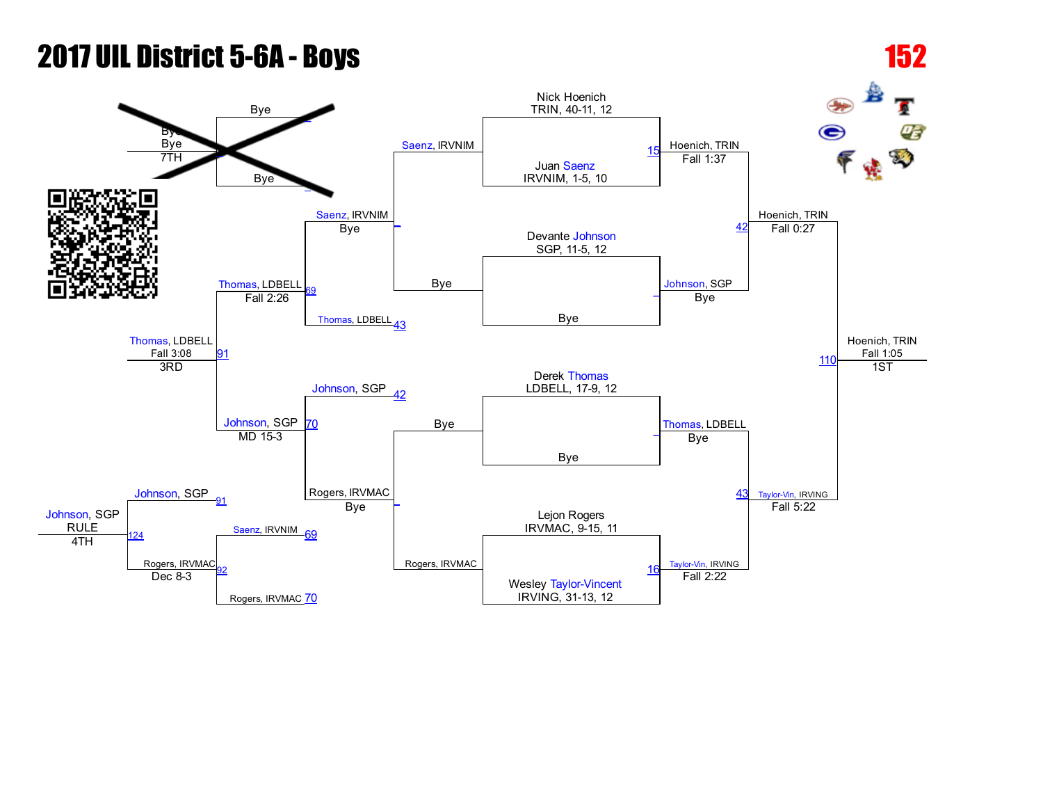# 2017 UIL District 5-6A - Boys

**152**

## Championship Bracket

**First Round**

- Nick Hoenich, TRIN, 40-11, 12 vs. Juan Saenz, IRVNIM, 1-5, 10 — Match 15: Hoenich, TRIN, Fall 1:37
- Devante Johnson, SGP, 11-5, 12 vs. Bye — Johnson, SGP, Bye
- Derek Thomas, LDBELL, 17-9, 12 vs. Bye — Thomas, LDBELL, Bye
- Lejon Rogers, IRVMAC, 9-15, 11 vs. Wesley Taylor-Vincent, IRVING, 31-13, 12 — Match 16: Taylor-Vin, IRVING, Fall 2:22

**Semifinals**

- Match 42: Hoenich, TRIN vs. Johnson, SGP — Hoenich, TRIN, Fall 0:27
- Match 43: Thomas, LDBELL vs. Taylor-Vin, IRVING — Taylor-Vin, IRVING, Fall 5:22

**Final**

- Match 110: Hoenich, TRIN vs. Taylor-Vin, IRVING — **Hoenich, TRIN, Fall 1:05 — 1ST**

## Consolation Bracket

- Saenz, IRVNIM vs. Bye — Saenz, IRVNIM, Bye
- Bye vs. Rogers, IRVMAC — Rogers, IRVMAC, Bye
- Match 69: Saenz, IRVNIM vs. Thomas, LDBELL (43) — Thomas, LDBELL, Fall 2:26
- Match 70: Johnson, SGP (42) vs. Rogers, IRVMAC — Johnson, SGP, MD 15-3
- Match 91: Thomas, LDBELL vs. Johnson, SGP — **Thomas, LDBELL, Fall 3:08 — 3RD**
- Match 92: Saenz, IRVNIM (69) vs. Rogers, IRVMAC (70) — Rogers, IRVMAC, Dec 8-3
- Match 124: Johnson, SGP (91) vs. Rogers, IRVMAC (92) — **Johnson, SGP, RULE — 4TH**
- 7TH: Bye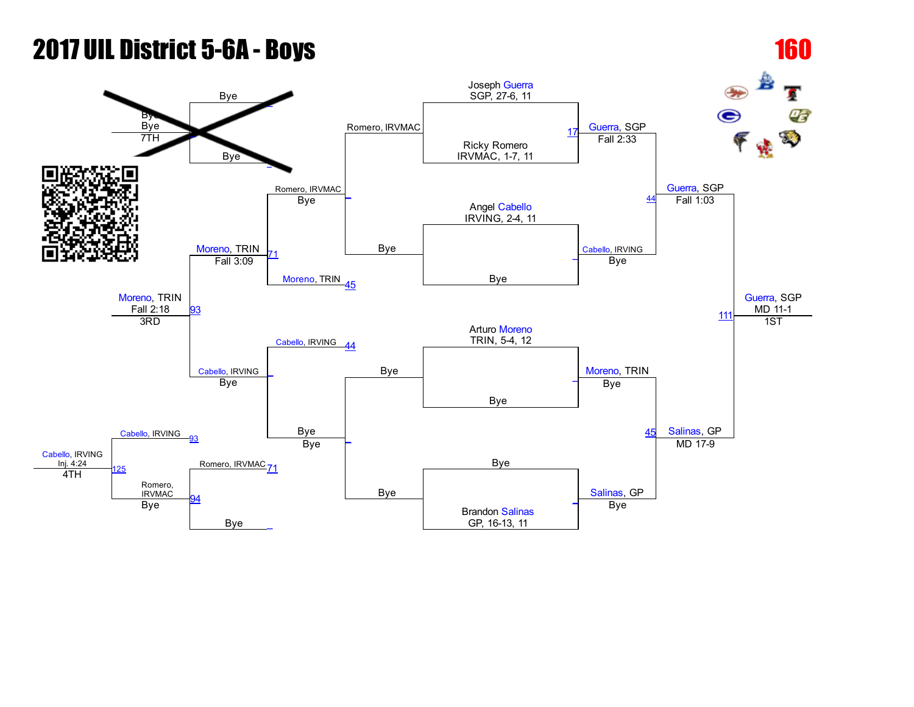# 2017 UIL District 5-6A - Boys

**160**

## Championship Bracket

**First Round**

- Joseph Guerra, SGP, 27-6, 11 vs. Ricky Romero, IRVMAC, 1-7, 11 — Guerra, SGP, Fall 2:33 (17)
- Angel Cabello, IRVING, 2-4, 11 vs. Bye — Cabello, IRVING, Bye
- Arturo Moreno, TRIN, 5-4, 12 vs. Bye — Moreno, TRIN, Bye
- Bye vs. Brandon Salinas, GP, 16-13, 11 — Salinas, GP, Bye

**Semifinals**

- Guerra, SGP vs. Cabello, IRVING — Guerra, SGP, Fall 1:03 (44)
- Moreno, TRIN vs. Salinas, GP — Salinas, GP, MD 17-9 (45)

**Final**

- Guerra, SGP vs. Salinas, GP — Guerra, SGP, MD 11-1 (111) — 1ST

## Consolation Bracket

- Romero, IRVMAC vs. Bye — Romero, IRVMAC, Bye
- Bye vs. Bye — Bye
- Romero, IRVMAC vs. Moreno, TRIN (45) — Moreno, TRIN, Fall 3:09 (71)
- Cabello, IRVING (44) vs. Bye — Cabello, IRVING, Bye
- Moreno, TRIN vs. Cabello, IRVING — Moreno, TRIN, Fall 2:18 (93) — 3RD
- Cabello, IRVING (93) vs. Romero, IRVMAC — Cabello, IRVING, Inj. 4:24 (125) — 4TH
- Romero, IRVMAC (71) vs. Bye — Romero, IRVMAC, Bye (94)
- Bye vs. Bye — Bye — 7TH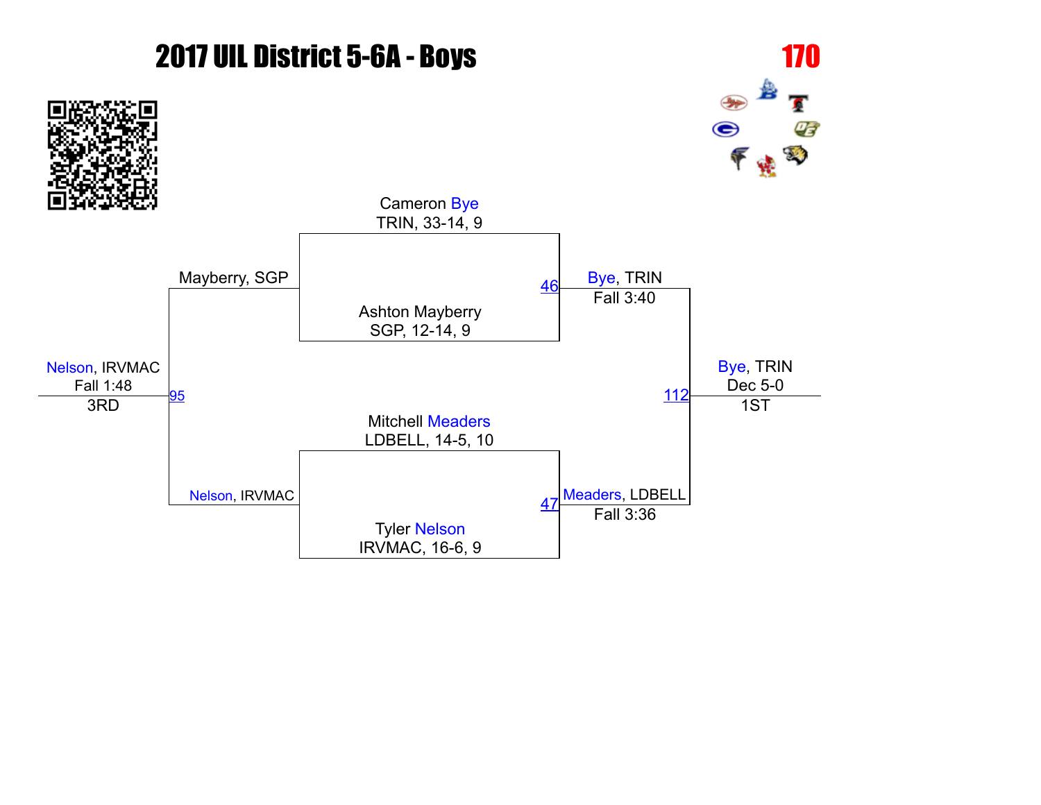# 2017 UIL District 5-6A - Boys

## 170

Cameron Bye
TRIN, 33-14, 9

Ashton Mayberry
SGP, 12-14, 9

Mitchell Meaders
LDBELL, 14-5, 10

Tyler Nelson
IRVMAC, 16-6, 9

46 — Bye, TRIN — Fall 3:40

47 — Meaders, LDBELL — Fall 3:36

112 — Bye, TRIN — Dec 5-0 — 1ST

Mayberry, SGP

Nelson, IRVMAC

95 — Nelson, IRVMAC — Fall 1:48 — 3RD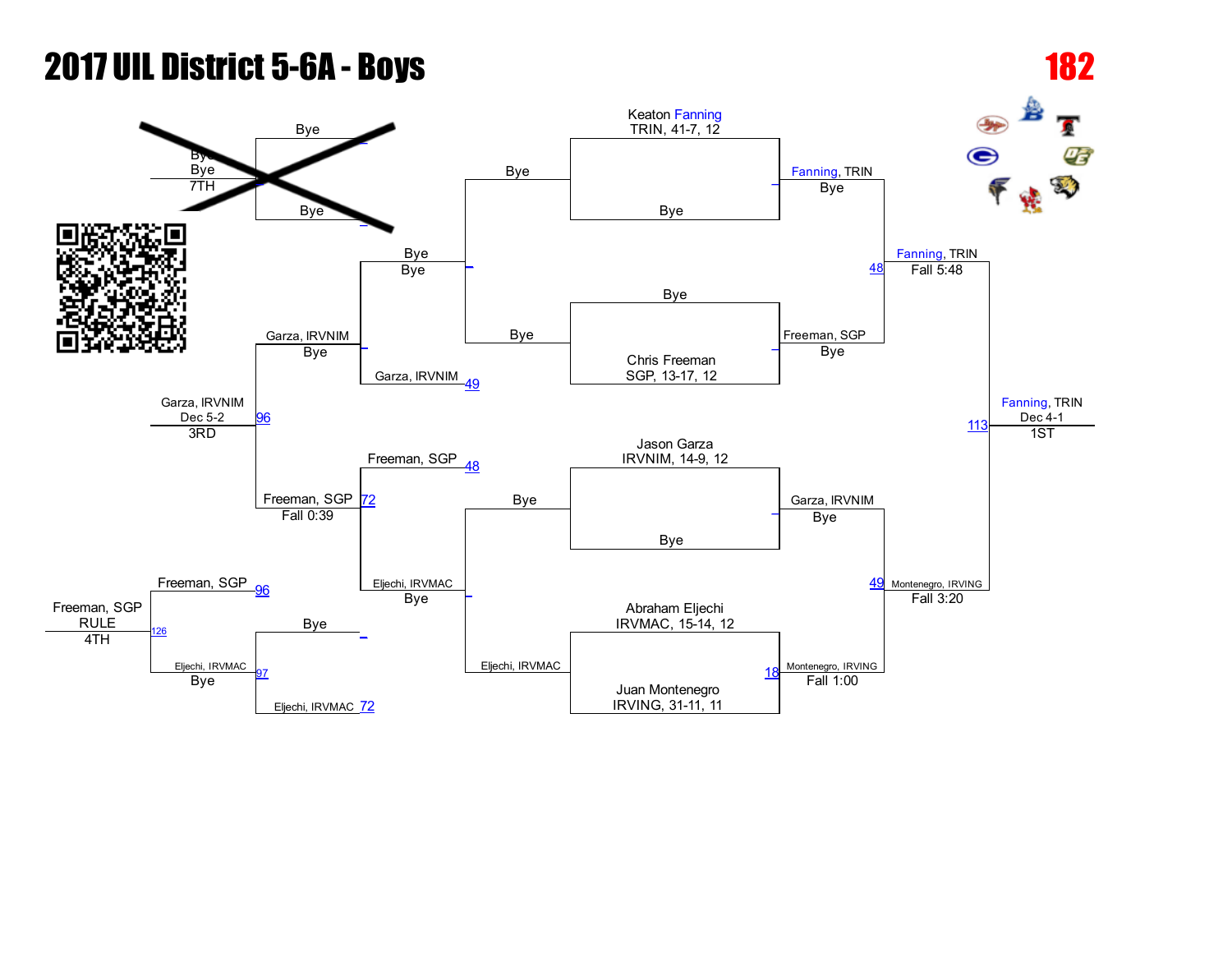# 2017 UIL District 5-6A - Boys

**182**

## Championship Bracket

**Entrants:**
- Keaton Fanning, TRIN, 41-7, 12 — Bye
- Chris Freeman, SGP, 13-17, 12 — Bye
- Jason Garza, IRVNIM, 14-9, 12 — Bye
- Abraham Eljechi, IRVMAC, 15-14, 12 vs. Juan Montenegro, IRVING, 31-11, 11

**First Round:**
- Fanning, TRIN — Bye
- Freeman, SGP — Bye
- Garza, IRVNIM — Bye
- Montenegro, IRVING — Fall 1:00 (18)

**Semifinals:**
- Fanning, TRIN — Fall 5:48 (48)
- Montenegro, IRVING — Fall 3:20 (49)

**Final:**
- Fanning, TRIN — Dec 4-1 (113) — 1ST

## Consolation Bracket

**Consolation Round 1:**
- Bye / Bye — Bye (crossed out)
- Bye — Eljechi, IRVMAC (72)

**Consolation Round 2:**
- Bye vs. Bye — Bye
- Freeman, SGP (48) vs. Eljechi, IRVMAC — Bye

**Consolation Round 3:**
- Bye vs. Garza, IRVNIM (49) — Garza, IRVNIM — Bye
- Freeman, SGP (72) — Fall 0:39
- Eljechi, IRVMAC (97) — Bye

**3rd Place:** Garza, IRVNIM — Dec 5-2 (96) — 3RD

**5th Place / 7th Place:**
- Freeman, SGP (96) vs. Eljechi, IRVMAC — Freeman, SGP — RULE (126) — 4TH
- Bye / Bye — 7TH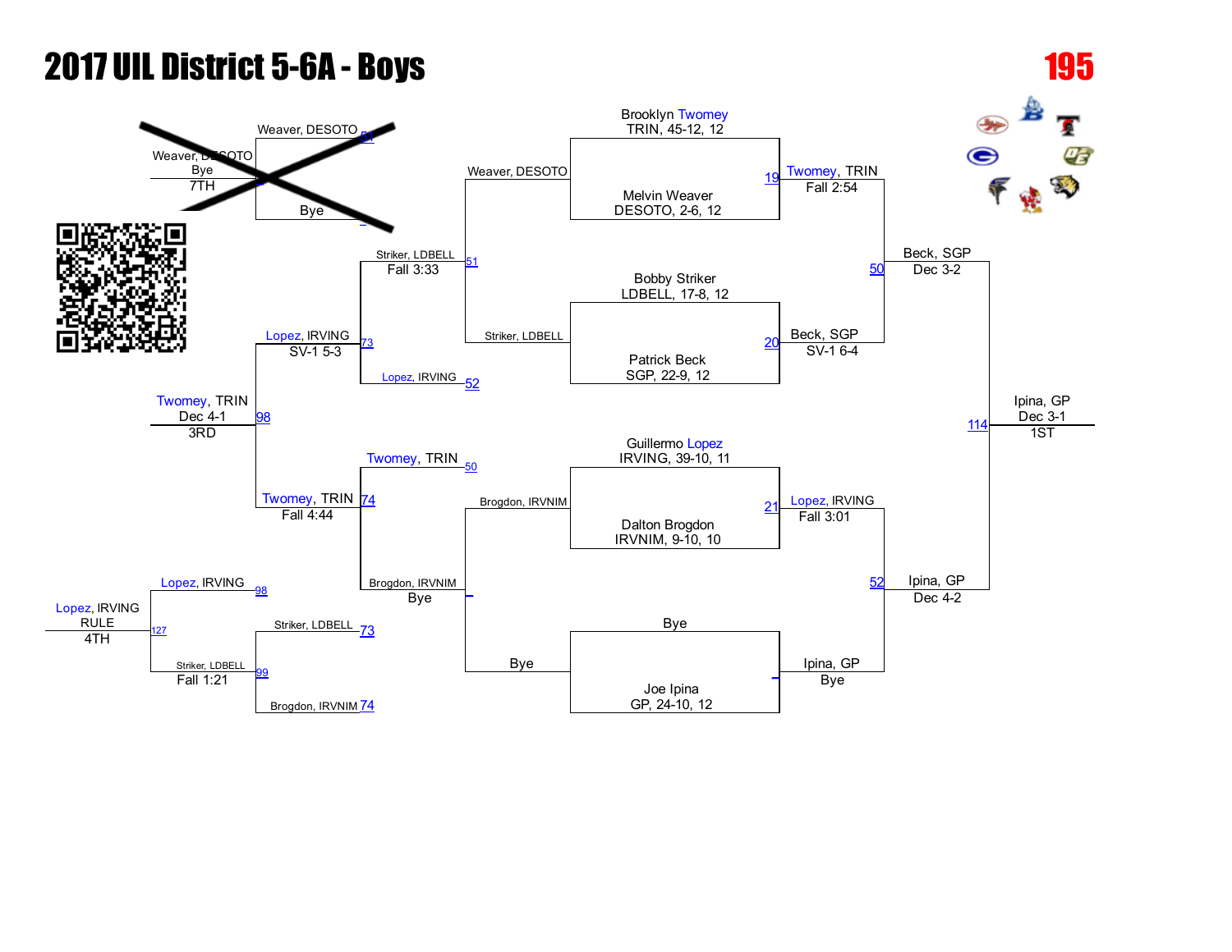# 2017 UIL District 5-6A - Boys

**195**

## Championship Bracket

### First Round

| Wrestler | Team | Record |
|---|---|---|
| Brooklyn Twomey | TRIN | 45-12, 12 |
| Melvin Weaver | DESOTO | 2-6, 12 |
| Bobby Striker | LDBELL | 17-8, 12 |
| Patrick Beck | SGP | 22-9, 12 |
| Guillermo Lopez | IRVING | 39-10, 11 |
| Dalton Brogdon | IRVNIM | 9-10, 10 |
| Bye | | |
| Joe Ipina | GP | 24-10, 12 |

### Results

| Bout | Winner | Result |
|---|---|---|
| 19 | Twomey, TRIN | Fall 2:54 |
| 20 | Beck, SGP | SV-1 6-4 |
| 21 | Lopez, IRVING | Fall 3:01 |
| – | Ipina, GP | Bye |
| 50 | Beck, SGP | Dec 3-2 |
| 52 | Ipina, GP | Dec 4-2 |
| 114 | Ipina, GP | Dec 3-1 — 1ST |

## Consolation Bracket

| Bout | Wrestlers | Winner | Result |
|---|---|---|---|
| 51 | Weaver, DESOTO vs. Striker, LDBELL | Striker, LDBELL | Fall 3:33 |
| – | Brogdon, IRVNIM vs. Bye | Brogdon, IRVNIM | Bye |
| 73 | Striker, LDBELL vs. Lopez, IRVING (52) | Lopez, IRVING | SV-1 5-3 |
| 74 | Twomey, TRIN (50) vs. Brogdon, IRVNIM | Twomey, TRIN | Fall 4:44 |
| 98 | Lopez, IRVING vs. Twomey, TRIN | Twomey, TRIN | Dec 4-1 — 3RD |
| 99 | Striker, LDBELL (73) vs. Brogdon, IRVNIM (74) | Striker, LDBELL | Fall 1:21 |
| 127 | Lopez, IRVING (98) vs. Striker, LDBELL | Lopez, IRVING | RULE — 4TH |

7th Place: Weaver, DESOTO vs. Bye (51) — crossed out; Weaver, DESOTO, Bye, 7TH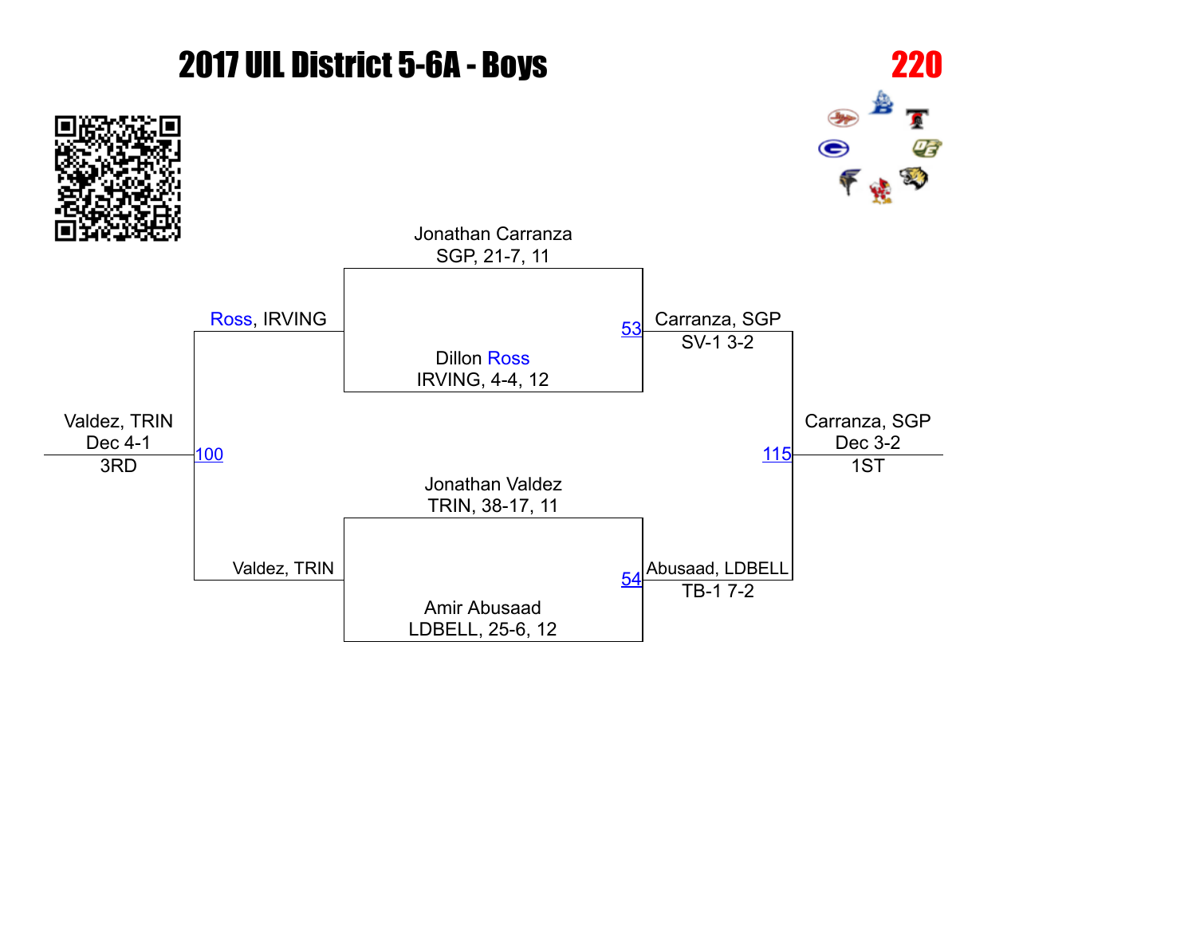# 2017 UIL District 5-6A - Boys

**220**

**Semifinals**

Jonathan Carranza
SGP, 21-7, 11

Dillon Ross
IRVING, 4-4, 12

Match 53: Carranza, SGP — SV-1 3-2

Jonathan Valdez
TRIN, 38-17, 11

Amir Abusaad
LDBELL, 25-6, 12

Match 54: Abusaad, LDBELL — TB-1 7-2

**Final**

Match 115: Carranza, SGP — Dec 3-2 — 1ST

**Third-place match (Ross, IRVING vs. Valdez, TRIN)**

Match 100: Valdez, TRIN — Dec 4-1 — 3RD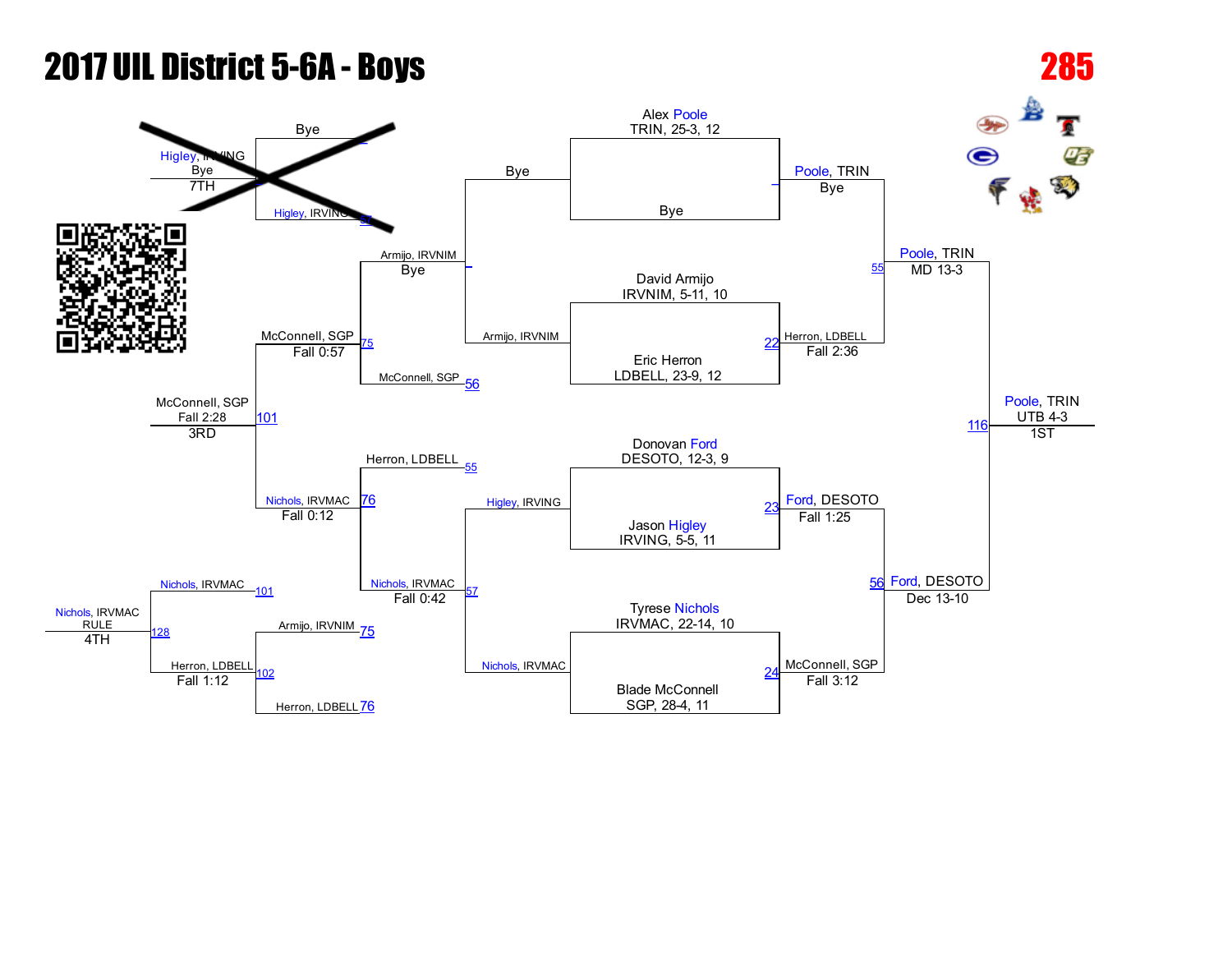# 2017 UIL District 5-6A - Boys

**285**

## Championship Bracket

**Round 1 (Seeds)**

- Alex Poole, TRIN, 25-3, 12 vs. Bye
- David Armijo, IRVNIM, 5-11, 10 vs. Eric Herron, LDBELL, 23-9, 12
- Donovan Ford, DESOTO, 12-3, 9 vs. Jason Higley, IRVING, 5-5, 11
- Tyrese Nichols, IRVMAC, 22-14, 10 vs. Blade McConnell, SGP, 28-4, 11

**Quarterfinals**

- Poole, TRIN — Bye
- 22 Herron, LDBELL — Fall 2:36
- 23 Ford, DESOTO — Fall 1:25
- 24 McConnell, SGP — Fall 3:12

**Semifinals**

- 55 Poole, TRIN — MD 13-3
- 56 Ford, DESOTO — Dec 13-10

**Final**

- 116 Poole, TRIN — UTB 4-3 — 1ST

## Consolation Bracket

- Bye vs. Armijo, IRVNIM → Armijo, IRVNIM — Bye
- Nichols, IRVMAC vs. Higley, IRVING (57) → Nichols, IRVMAC — Fall 0:42
- Higley, IRVING vs. Bye → Higley, IRVING (57) — Bye — 7TH (crossed out)
- McConnell, SGP (56) vs. Armijo, IRVNIM → 75 McConnell, SGP — Fall 0:57
- Herron, LDBELL (55) vs. Nichols, IRVMAC → 76 Nichols, IRVMAC — Fall 0:12
- 101 McConnell, SGP — Fall 2:28 — 3RD
- Armijo, IRVNIM (75) vs. Herron, LDBELL (76) → 102 Herron, LDBELL — Fall 1:12
- Nichols, IRVMAC (101) vs. Herron, LDBELL (102) → 128 Nichols, IRVMAC — RULE — 4TH